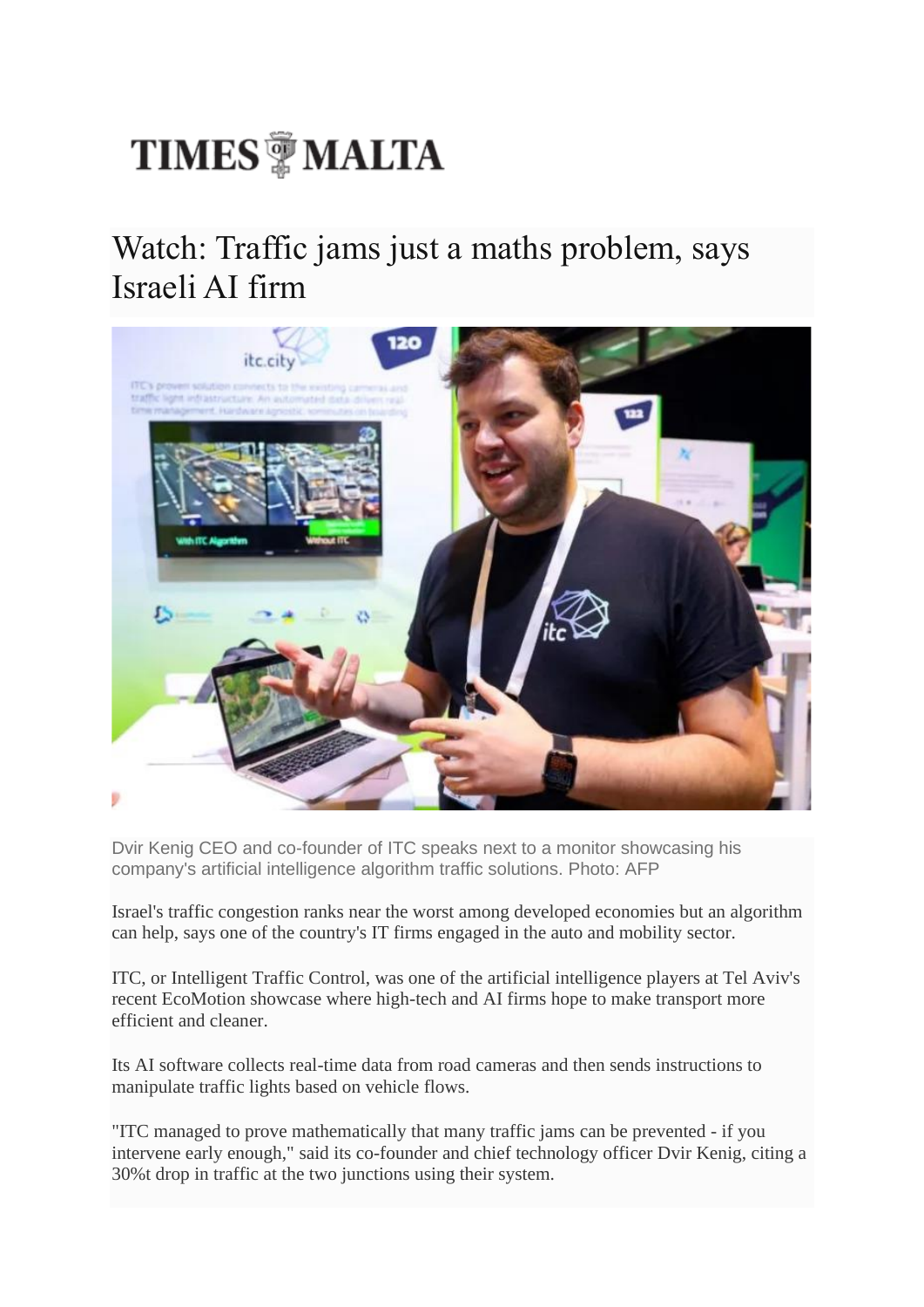TIMES OF MALTA

# Watch: Traffic jams just a maths problem, says Israeli AI firm

Dvir Kenig CEO and co-founder of ITC speaks next to a monitor showcasing his company's artificial intelligence algorithm traffic solutions. Photo: AFP

Israel's traffic congestion ranks near the worst among developed economies but an algorithm can help, says one of the country's IT firms engaged in the auto and mobility sector.

ITC, or Intelligent Traffic Control, was one of the artificial intelligence players at Tel Aviv's recent EcoMotion showcase where high-tech and AI firms hope to make transport more efficient and cleaner.

Its AI software collects real-time data from road cameras and then sends instructions to manipulate traffic lights based on vehicle flows.

"ITC managed to prove mathematically that many traffic jams can be prevented - if you intervene early enough," said its co-founder and chief technology officer Dvir Kenig, citing a 30%t drop in traffic at the two junctions using their system.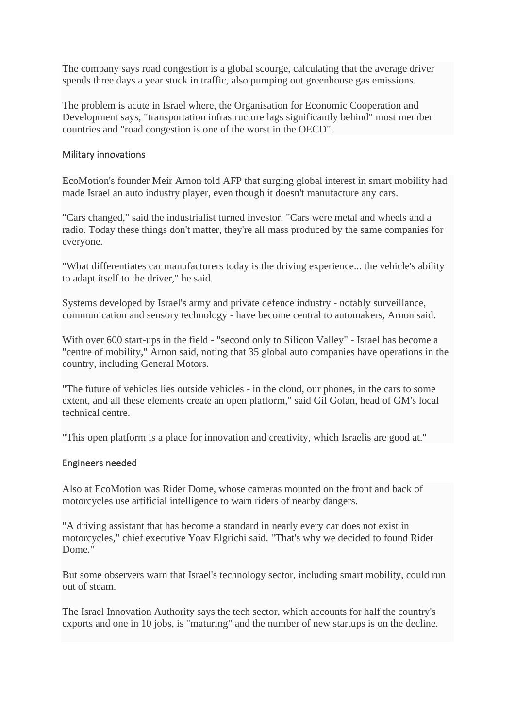The company says road congestion is a global scourge, calculating that the average driver spends three days a year stuck in traffic, also pumping out greenhouse gas emissions.

The problem is acute in Israel where, the Organisation for Economic Cooperation and Development says, "transportation infrastructure lags significantly behind" most member countries and "road congestion is one of the worst in the OECD".

## Military innovations

EcoMotion's founder Meir Arnon told AFP that surging global interest in smart mobility had made Israel an auto industry player, even though it doesn't manufacture any cars.

"Cars changed," said the industrialist turned investor. "Cars were metal and wheels and a radio. Today these things don't matter, they're all mass produced by the same companies for everyone.

"What differentiates car manufacturers today is the driving experience... the vehicle's ability to adapt itself to the driver," he said.

Systems developed by Israel's army and private defence industry - notably surveillance, communication and sensory technology - have become central to automakers, Arnon said.

With over 600 start-ups in the field - "second only to Silicon Valley" - Israel has become a "centre of mobility," Arnon said, noting that 35 global auto companies have operations in the country, including General Motors.

"The future of vehicles lies outside vehicles - in the cloud, our phones, in the cars to some extent, and all these elements create an open platform," said Gil Golan, head of GM's local technical centre.

"This open platform is a place for innovation and creativity, which Israelis are good at."

## Engineers needed

Also at EcoMotion was Rider Dome, whose cameras mounted on the front and back of motorcycles use artificial intelligence to warn riders of nearby dangers.

"A driving assistant that has become a standard in nearly every car does not exist in motorcycles," chief executive Yoav Elgrichi said. "That's why we decided to found Rider Dome."

But some observers warn that Israel's technology sector, including smart mobility, could run out of steam.

The Israel Innovation Authority says the tech sector, which accounts for half the country's exports and one in 10 jobs, is "maturing" and the number of new startups is on the decline.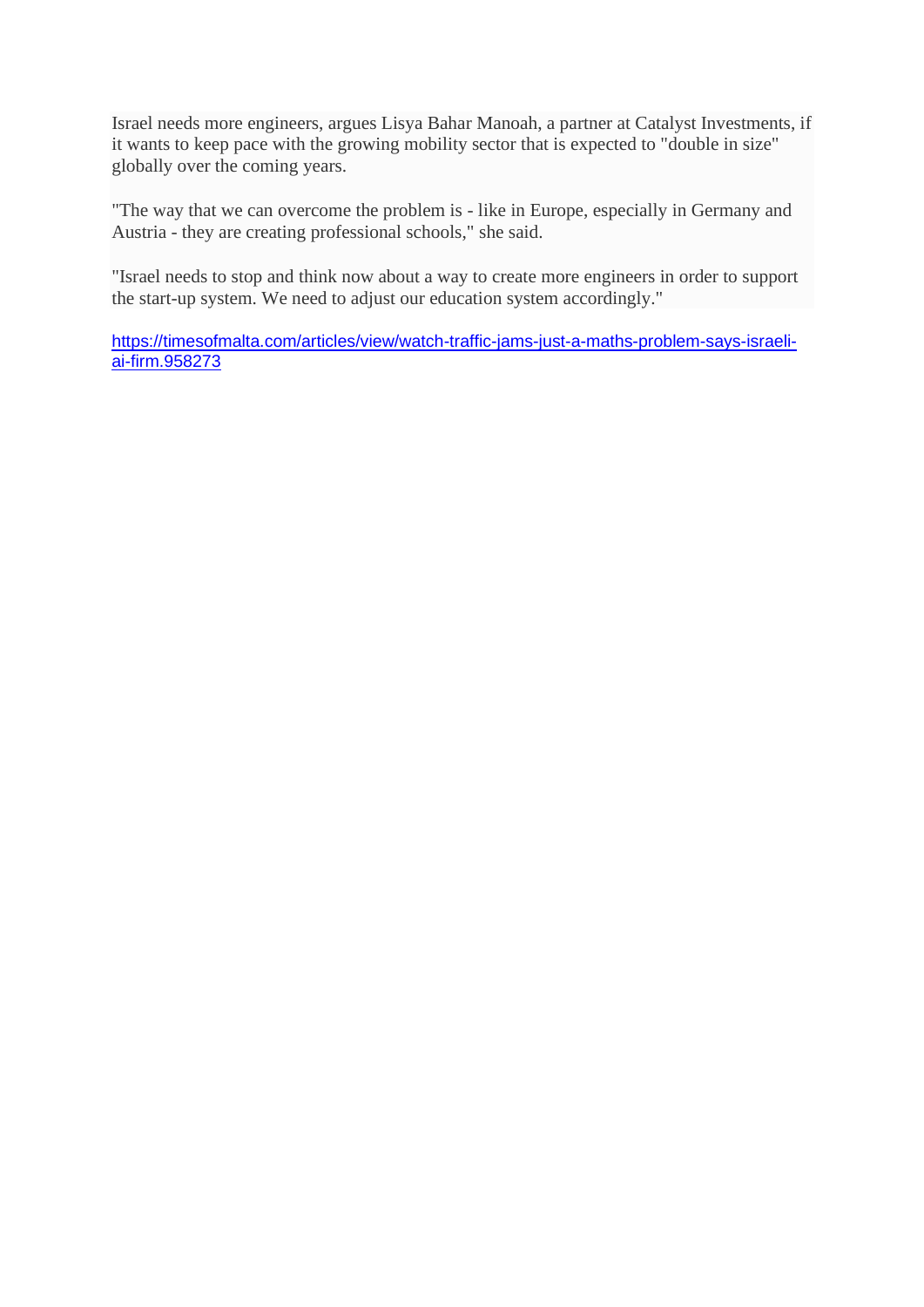Israel needs more engineers, argues Lisya Bahar Manoah, a partner at Catalyst Investments, if it wants to keep pace with the growing mobility sector that is expected to "double in size" globally over the coming years.

"The way that we can overcome the problem is - like in Europe, especially in Germany and Austria - they are creating professional schools," she said.

"Israel needs to stop and think now about a way to create more engineers in order to support the start-up system. We need to adjust our education system accordingly."

https://timesofmalta.com/articles/view/watch-traffic-jams-just-a-maths-problem-says-israeli-ai-firm.958273